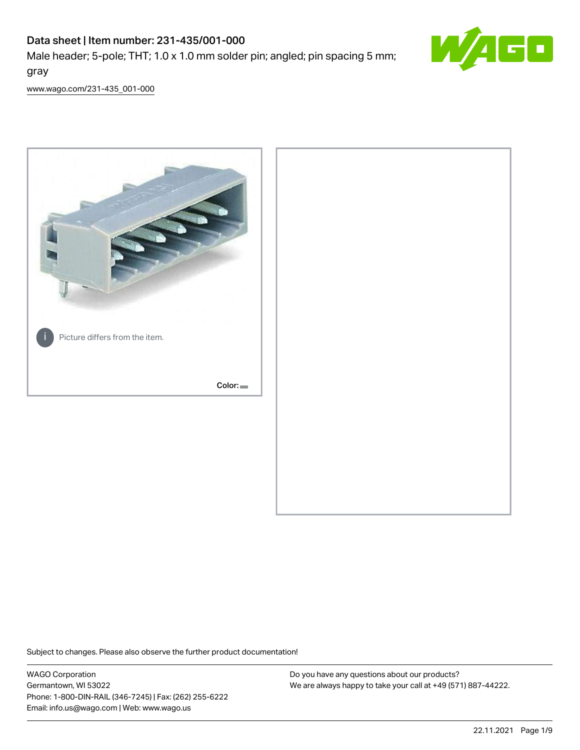# Data sheet | Item number: 231-435/001-000

Male header; 5-pole; THT; 1.0 x 1.0 mm solder pin; angled; pin spacing 5 mm; gray

www.wago.com/231-435_001-000

Picture differs from the item.

Color:

Subject to changes. Please also observe the further product documentation!

WAGO Corporation
Germantown, WI 53022
Phone: 1-800-DIN-RAIL (346-7245) | Fax: (262) 255-6222
Email: info.us@wago.com | Web: www.wago.us

Do you have any questions about our products?
We are always happy to take your call at +49 (571) 887-44222.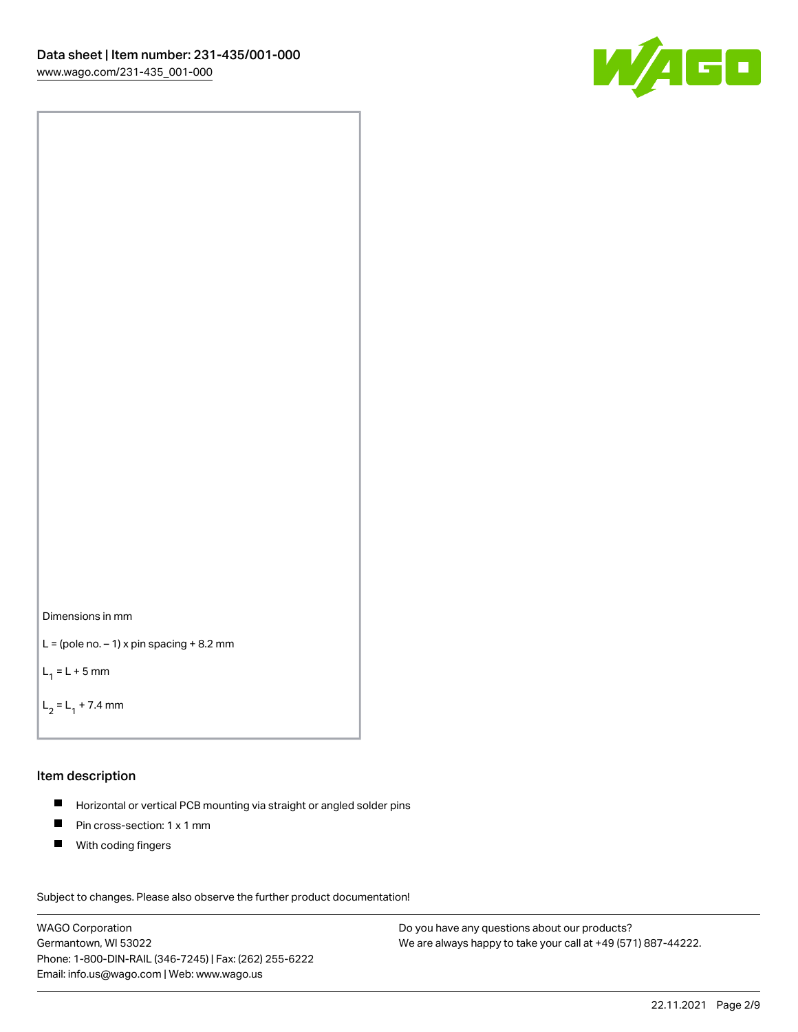Dimensions in mm

L = (pole no. – 1) x pin spacing + 8.2 mm

$L_1$ = L + 5 mm

$L_2$ = $L_1$ + 7.4 mm

## Item description

- Horizontal or vertical PCB mounting via straight or angled solder pins
- Pin cross-section: 1 x 1 mm
- With coding fingers

Subject to changes. Please also observe the further product documentation!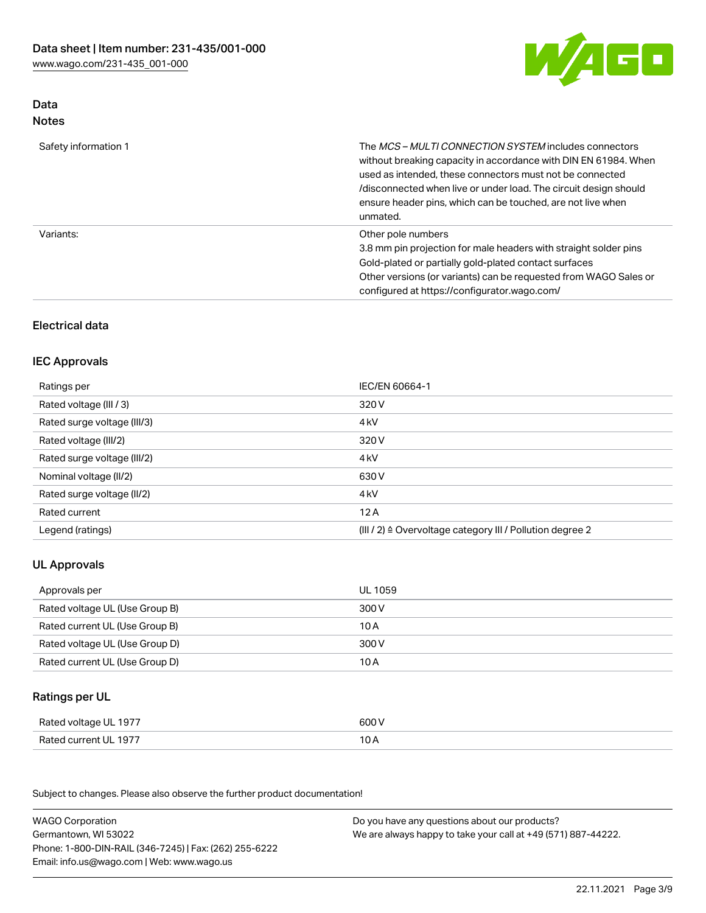## Data
### Notes

| | |
|---|---|
| Safety information 1 | The *MCS – MULTI CONNECTION SYSTEM* includes connectors without breaking capacity in accordance with DIN EN 61984. When used as intended, these connectors must not be connected /disconnected when live or under load. The circuit design should ensure header pins, which can be touched, are not live when unmated. |
| Variants: | Other pole numbers<br>3.8 mm pin projection for male headers with straight solder pins<br>Gold-plated or partially gold-plated contact surfaces<br>Other versions (or variants) can be requested from WAGO Sales or configured at https://configurator.wago.com/ |

## Electrical data

### IEC Approvals

| | |
|---|---|
| Ratings per | IEC/EN 60664-1 |
| Rated voltage (III / 3) | 320 V |
| Rated surge voltage (III/3) | 4 kV |
| Rated voltage (III/2) | 320 V |
| Rated surge voltage (III/2) | 4 kV |
| Nominal voltage (II/2) | 630 V |
| Rated surge voltage (II/2) | 4 kV |
| Rated current | 12 A |
| Legend (ratings) | (III / 2) ≙ Overvoltage category III / Pollution degree 2 |

### UL Approvals

| | |
|---|---|
| Approvals per | UL 1059 |
| Rated voltage UL (Use Group B) | 300 V |
| Rated current UL (Use Group B) | 10 A |
| Rated voltage UL (Use Group D) | 300 V |
| Rated current UL (Use Group D) | 10 A |

### Ratings per UL

| | |
|---|---|
| Rated voltage UL 1977 | 600 V |
| Rated current UL 1977 | 10 A |

Subject to changes. Please also observe the further product documentation!

WAGO Corporation
Germantown, WI 53022
Phone: 1-800-DIN-RAIL (346-7245) | Fax: (262) 255-6222
Email: info.us@wago.com | Web: www.wago.us

Do you have any questions about our products?
We are always happy to take your call at +49 (571) 887-44222.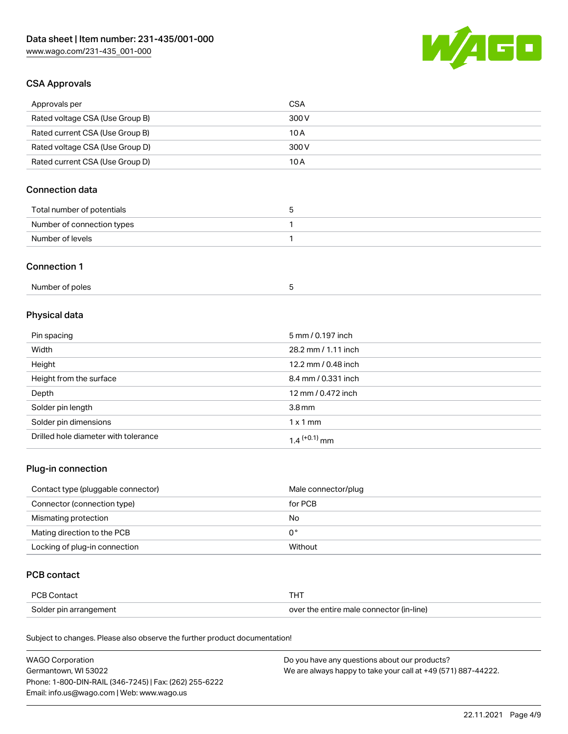## CSA Approvals

| Approvals per | CSA |
| --- | --- |
| Rated voltage CSA (Use Group B) | 300 V |
| Rated current CSA (Use Group B) | 10 A |
| Rated voltage CSA (Use Group D) | 300 V |
| Rated current CSA (Use Group D) | 10 A |

## Connection data

| Total number of potentials | 5 |
| --- | --- |
| Number of connection types | 1 |
| Number of levels | 1 |

## Connection 1

| Number of poles | 5 |
| --- | --- |

## Physical data

| Pin spacing | 5 mm / 0.197 inch |
| --- | --- |
| Width | 28.2 mm / 1.11 inch |
| Height | 12.2 mm / 0.48 inch |
| Height from the surface | 8.4 mm / 0.331 inch |
| Depth | 12 mm / 0.472 inch |
| Solder pin length | 3.8 mm |
| Solder pin dimensions | 1 x 1 mm |
| Drilled hole diameter with tolerance | $1.4^{(+0.1)}$ mm |

## Plug-in connection

| Contact type (pluggable connector) | Male connector/plug |
| --- | --- |
| Connector (connection type) | for PCB |
| Mismating protection | No |
| Mating direction to the PCB | 0 ° |
| Locking of plug-in connection | Without |

## PCB contact

| PCB Contact | THT |
| --- | --- |
| Solder pin arrangement | over the entire male connector (in-line) |

Subject to changes. Please also observe the further product documentation!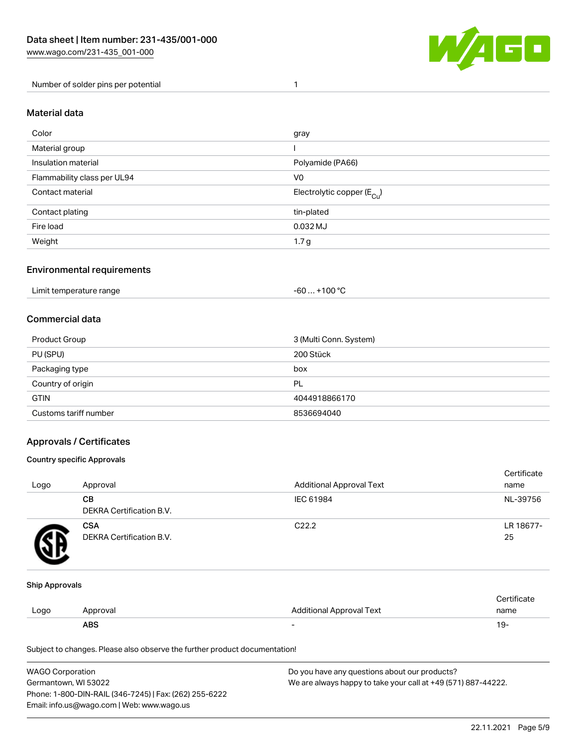| Number of solder pins per potential | 1 |
| --- | --- |

## Material data

| Color | gray |
| --- | --- |
| Material group | I |
| Insulation material | Polyamide (PA66) |
| Flammability class per UL94 | V0 |
| Contact material | Electrolytic copper ($E_{Cu}$) |
| Contact plating | tin-plated |
| Fire load | 0.032 MJ |
| Weight | 1.7 g |

## Environmental requirements

| Limit temperature range | -60 … +100 °C |
| --- | --- |

## Commercial data

| Product Group | 3 (Multi Conn. System) |
| --- | --- |
| PU (SPU) | 200 Stück |
| Packaging type | box |
| Country of origin | PL |
| GTIN | 4044918866170 |
| Customs tariff number | 8536694040 |

## Approvals / Certificates

### Country specific Approvals

| Logo | Approval | Additional Approval Text | Certificate name |
| --- | --- | --- | --- |
| | **CB** DEKRA Certification B.V. | IEC 61984 | NL-39756 |
| | **CSA** DEKRA Certification B.V. | C22.2 | LR 18677-25 |

### Ship Approvals

| Logo | Approval | Additional Approval Text | Certificate name |
| --- | --- | --- | --- |
| | **ABS** | - | 19- |

Subject to changes. Please also observe the further product documentation!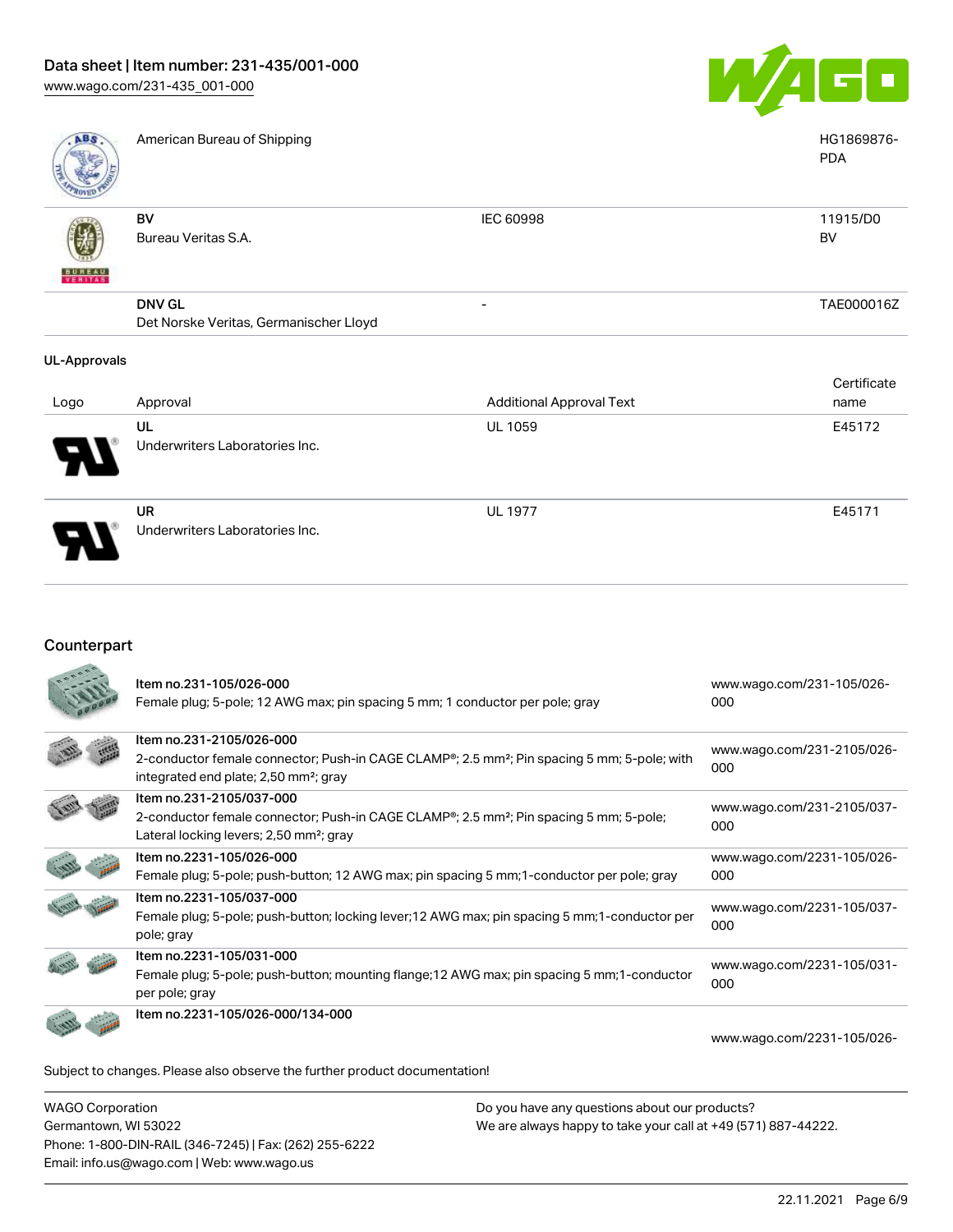| | Approval | Additional Approval Text | Certificate name |
|---|---|---|---|
| | American Bureau of Shipping | | HG1869876-PDA |
| | BV<br>Bureau Veritas S.A. | IEC 60998 | 11915/D0 BV |
| | DNV GL<br>Det Norske Veritas, Germanischer Lloyd | - | TAE000016Z |

## UL-Approvals

| Logo | Approval | Additional Approval Text | Certificate name |
|---|---|---|---|
| | UL<br>Underwriters Laboratories Inc. | UL 1059 | E45172 |
| | UR<br>Underwriters Laboratories Inc. | UL 1977 | E45171 |

## Counterpart

| | | |
|---|---|---|
| | Item no.231-105/026-000<br>Female plug; 5-pole; 12 AWG max; pin spacing 5 mm; 1 conductor per pole; gray | www.wago.com/231-105/026-000 |
| | Item no.231-2105/026-000<br>2-conductor female connector; Push-in CAGE CLAMP®; 2.5 mm²; Pin spacing 5 mm; 5-pole; with integrated end plate; 2,50 mm²; gray | www.wago.com/231-2105/026-000 |
| | Item no.231-2105/037-000<br>2-conductor female connector; Push-in CAGE CLAMP®; 2.5 mm²; Pin spacing 5 mm; 5-pole; Lateral locking levers; 2,50 mm²; gray | www.wago.com/231-2105/037-000 |
| | Item no.2231-105/026-000<br>Female plug; 5-pole; push-button; 12 AWG max; pin spacing 5 mm;1-conductor per pole; gray | www.wago.com/2231-105/026-000 |
| | Item no.2231-105/037-000<br>Female plug; 5-pole; push-button; locking lever;12 AWG max; pin spacing 5 mm;1-conductor per pole; gray | www.wago.com/2231-105/037-000 |
| | Item no.2231-105/031-000<br>Female plug; 5-pole; push-button; mounting flange;12 AWG max; pin spacing 5 mm;1-conductor per pole; gray | www.wago.com/2231-105/031-000 |
| | Item no.2231-105/026-000/134-000 | www.wago.com/2231-105/026- |

Subject to changes. Please also observe the further product documentation!

WAGO Corporation
Germantown, WI 53022
Phone: 1-800-DIN-RAIL (346-7245) | Fax: (262) 255-6222
Email: info.us@wago.com | Web: www.wago.us

Do you have any questions about our products?
We are always happy to take your call at +49 (571) 887-44222.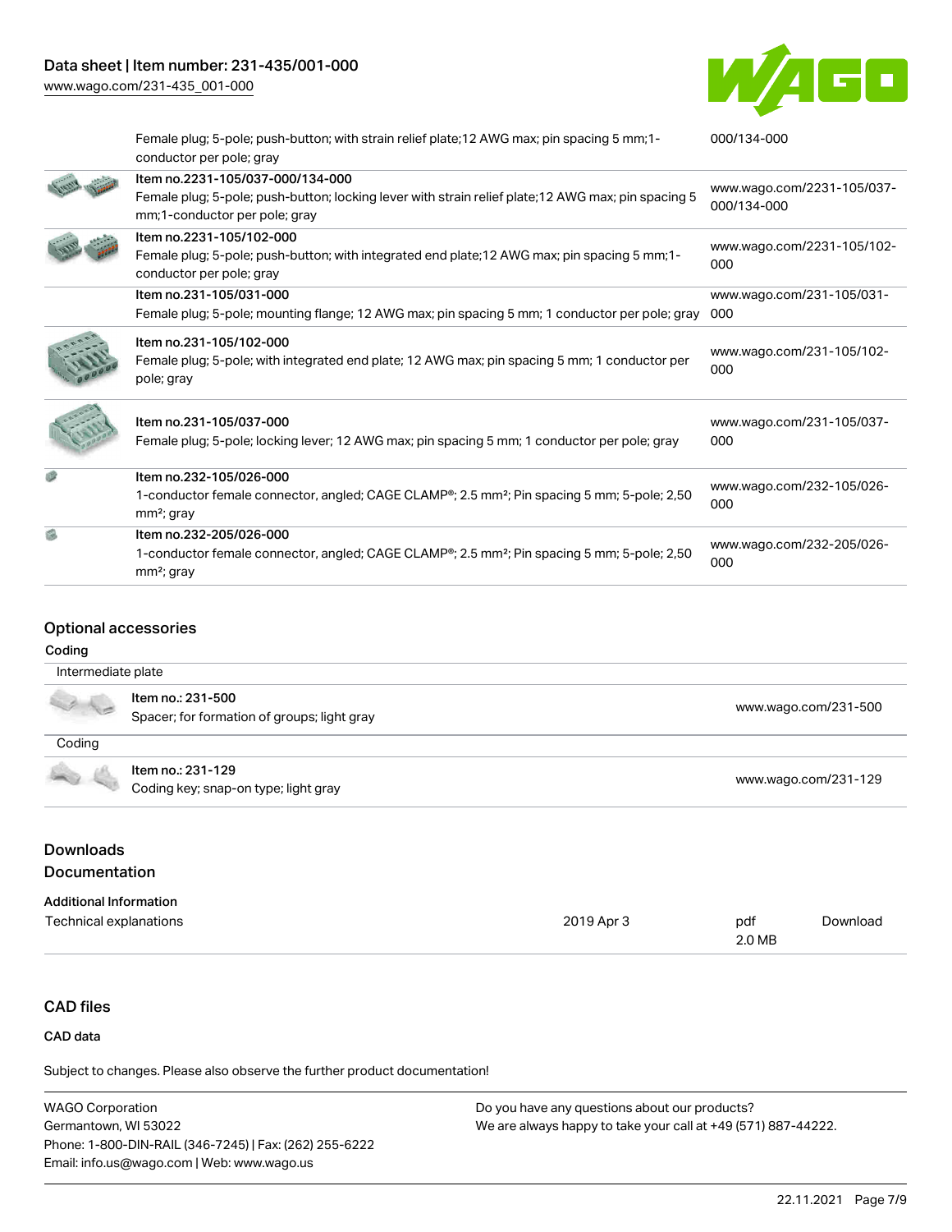| | | |
|---|---|---|
| | Female plug; 5-pole; push-button; with strain relief plate;12 AWG max; pin spacing 5 mm;1-conductor per pole; gray | 000/134-000 |
| | Item no.2231-105/037-000/134-000<br>Female plug; 5-pole; push-button; locking lever with strain relief plate;12 AWG max; pin spacing 5 mm;1-conductor per pole; gray | www.wago.com/2231-105/037-000/134-000 |
| | Item no.2231-105/102-000<br>Female plug; 5-pole; push-button; with integrated end plate;12 AWG max; pin spacing 5 mm;1-conductor per pole; gray | www.wago.com/2231-105/102-000 |
| | Item no.231-105/031-000<br>Female plug; 5-pole; mounting flange; 12 AWG max; pin spacing 5 mm; 1 conductor per pole; gray | www.wago.com/231-105/031-000 |
| | Item no.231-105/102-000<br>Female plug; 5-pole; with integrated end plate; 12 AWG max; pin spacing 5 mm; 1 conductor per pole; gray | www.wago.com/231-105/102-000 |
| | Item no.231-105/037-000<br>Female plug; 5-pole; locking lever; 12 AWG max; pin spacing 5 mm; 1 conductor per pole; gray | www.wago.com/231-105/037-000 |
| | Item no.232-105/026-000<br>1-conductor female connector, angled; CAGE CLAMP®; 2.5 mm²; Pin spacing 5 mm; 5-pole; 2,50 mm²; gray | www.wago.com/232-105/026-000 |
| | Item no.232-205/026-000<br>1-conductor female connector, angled; CAGE CLAMP®; 2.5 mm²; Pin spacing 5 mm; 5-pole; 2,50 mm²; gray | www.wago.com/232-205/026-000 |

## Optional accessories

### Coding

**Intermediate plate**

| | | |
|---|---|---|
| | Item no.: 231-500<br>Spacer; for formation of groups; light gray | www.wago.com/231-500 |

**Coding**

| | | |
|---|---|---|
| | Item no.: 231-129<br>Coding key; snap-on type; light gray | www.wago.com/231-129 |

## Downloads

### Documentation

**Additional Information**

| | | | |
|---|---|---|---|
| Technical explanations | 2019 Apr 3 | pdf<br>2.0 MB | Download |

## CAD files

CAD data

Subject to changes. Please also observe the further product documentation!

WAGO Corporation
Germantown, WI 53022
Phone: 1-800-DIN-RAIL (346-7245) | Fax: (262) 255-6222
Email: info.us@wago.com | Web: www.wago.us

Do you have any questions about our products?
We are always happy to take your call at +49 (571) 887-44222.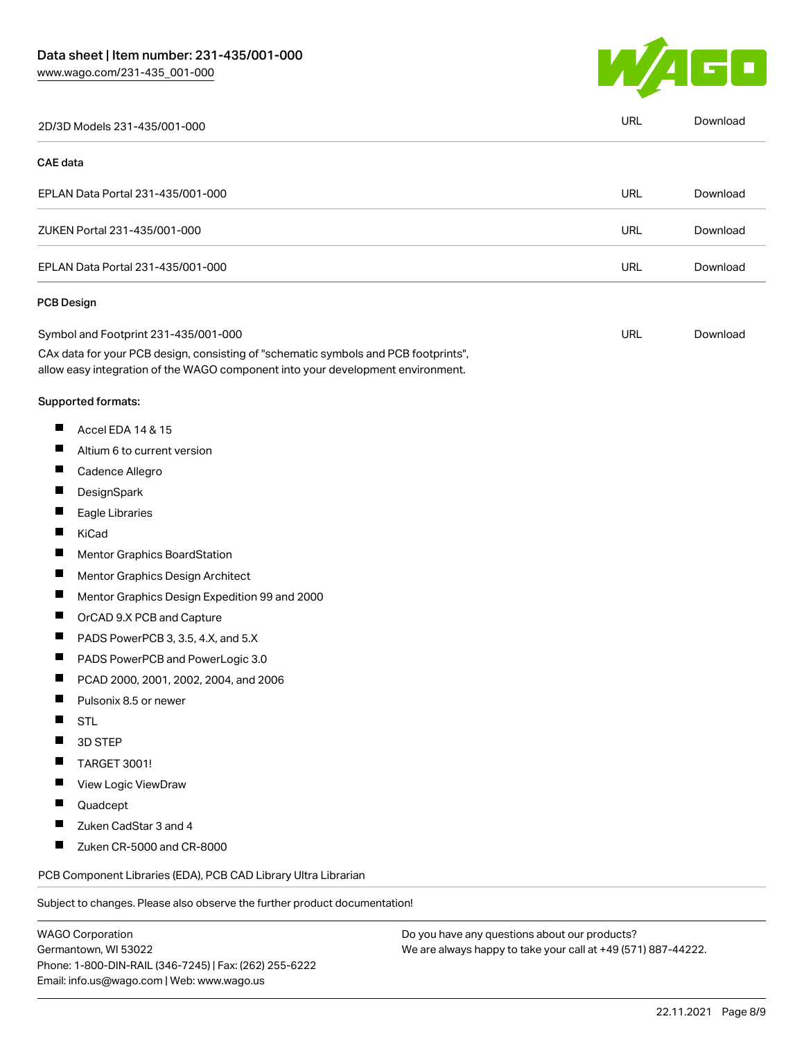| 2D/3D Models 231-435/001-000 | URL | Download |
| --- | --- | --- |

### CAE data

| EPLAN Data Portal 231-435/001-000 | URL | Download |
| --- | --- | --- |
| ZUKEN Portal 231-435/001-000 | URL | Download |
| EPLAN Data Portal 231-435/001-000 | URL | Download |

### PCB Design

| Symbol and Footprint 231-435/001-000 | URL | Download |
| --- | --- | --- |

CAx data for your PCB design, consisting of "schematic symbols and PCB footprints", allow easy integration of the WAGO component into your development environment.

**Supported formats:**

- Accel EDA 14 & 15
- Altium 6 to current version
- Cadence Allegro
- DesignSpark
- Eagle Libraries
- KiCad
- Mentor Graphics BoardStation
- Mentor Graphics Design Architect
- Mentor Graphics Design Expedition 99 and 2000
- OrCAD 9.X PCB and Capture
- PADS PowerPCB 3, 3.5, 4.X, and 5.X
- PADS PowerPCB and PowerLogic 3.0
- PCAD 2000, 2001, 2002, 2004, and 2006
- Pulsonix 8.5 or newer
- STL
- 3D STEP
- TARGET 3001!
- View Logic ViewDraw
- Quadcept
- Zuken CadStar 3 and 4
- Zuken CR-5000 and CR-8000

PCB Component Libraries (EDA), PCB CAD Library Ultra Librarian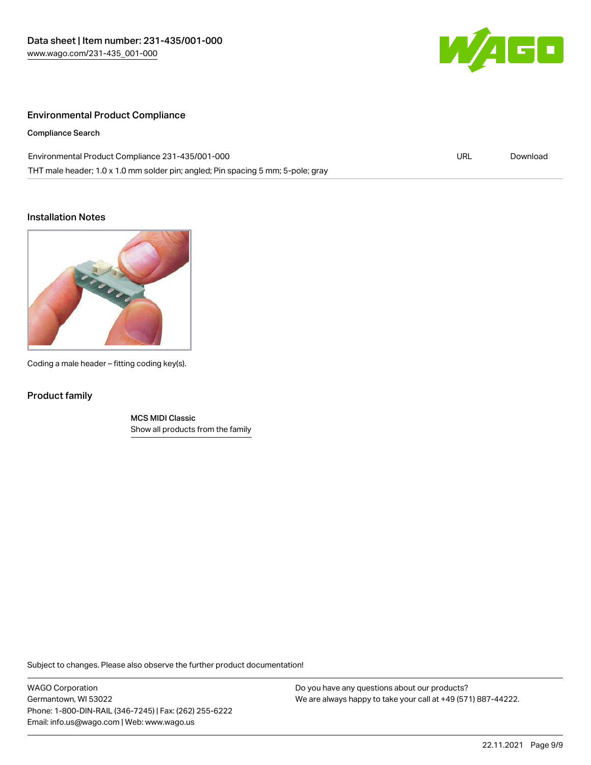## Environmental Product Compliance

**Compliance Search**

| | | |
|---|---|---|
| Environmental Product Compliance 231-435/001-000<br>THT male header; 1.0 x 1.0 mm solder pin; angled; Pin spacing 5 mm; 5-pole; gray | URL | Download |

## Installation Notes

Coding a male header – fitting coding key(s).

## Product family

**MCS MIDI Classic**
Show all products from the family

Subject to changes. Please also observe the further product documentation!

WAGO Corporation
Germantown, WI 53022
Phone: 1-800-DIN-RAIL (346-7245) | Fax: (262) 255-6222
Email: info.us@wago.com | Web: www.wago.us

Do you have any questions about our products?
We are always happy to take your call at +49 (571) 887-44222.

22.11.2021